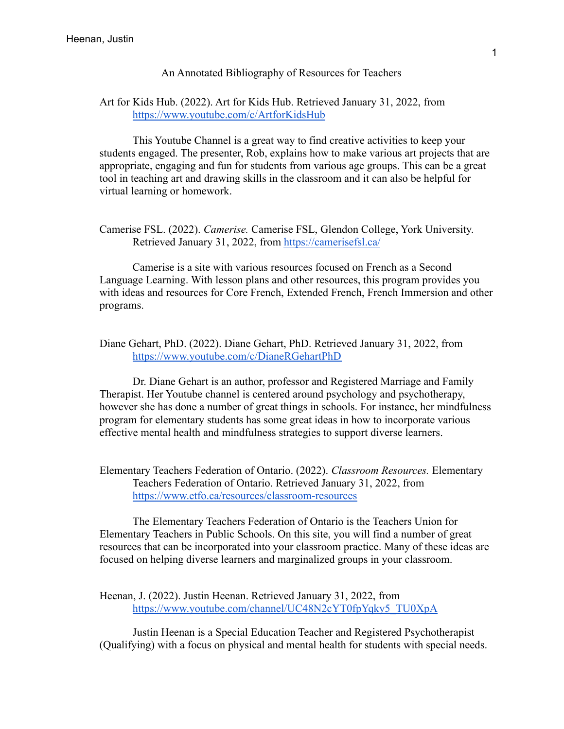# An Annotated Bibliography of Resources for Teachers

Art for Kids Hub. (2022). Art for Kids Hub. Retrieved January 31, 2022, from https://www.youtube.com/c/ArtforKidsHub

This Youtube Channel is a great way to find creative activities to keep your students engaged. The presenter, Rob, explains how to make various art projects that are appropriate, engaging and fun for students from various age groups. This can be a great tool in teaching art and drawing skills in the classroom and it can also be helpful for virtual learning or homework.

Camerise FSL. (2022). *Camerise.* Camerise FSL, Glendon College, York University. Retrieved January 31, 2022, from https://camerisefsl.ca/

Camerise is a site with various resources focused on French as a Second Language Learning. With lesson plans and other resources, this program provides you with ideas and resources for Core French, Extended French, French Immersion and other programs.

Diane Gehart, PhD. (2022). Diane Gehart, PhD. Retrieved January 31, 2022, from https://www.youtube.com/c/DianeRGehartPhD

Dr. Diane Gehart is an author, professor and Registered Marriage and Family Therapist. Her Youtube channel is centered around psychology and psychotherapy, however she has done a number of great things in schools. For instance, her mindfulness program for elementary students has some great ideas in how to incorporate various effective mental health and mindfulness strategies to support diverse learners.

Elementary Teachers Federation of Ontario. (2022). *Classroom Resources.* Elementary Teachers Federation of Ontario. Retrieved January 31, 2022, from https://www.etfo.ca/resources/classroom-resources

The Elementary Teachers Federation of Ontario is the Teachers Union for Elementary Teachers in Public Schools. On this site, you will find a number of great resources that can be incorporated into your classroom practice. Many of these ideas are focused on helping diverse learners and marginalized groups in your classroom.

Heenan, J. (2022). Justin Heenan. Retrieved January 31, 2022, from https://www.youtube.com/channel/UC48N2cYT0fpYqky5_TU0XpA

Justin Heenan is a Special Education Teacher and Registered Psychotherapist (Qualifying) with a focus on physical and mental health for students with special needs.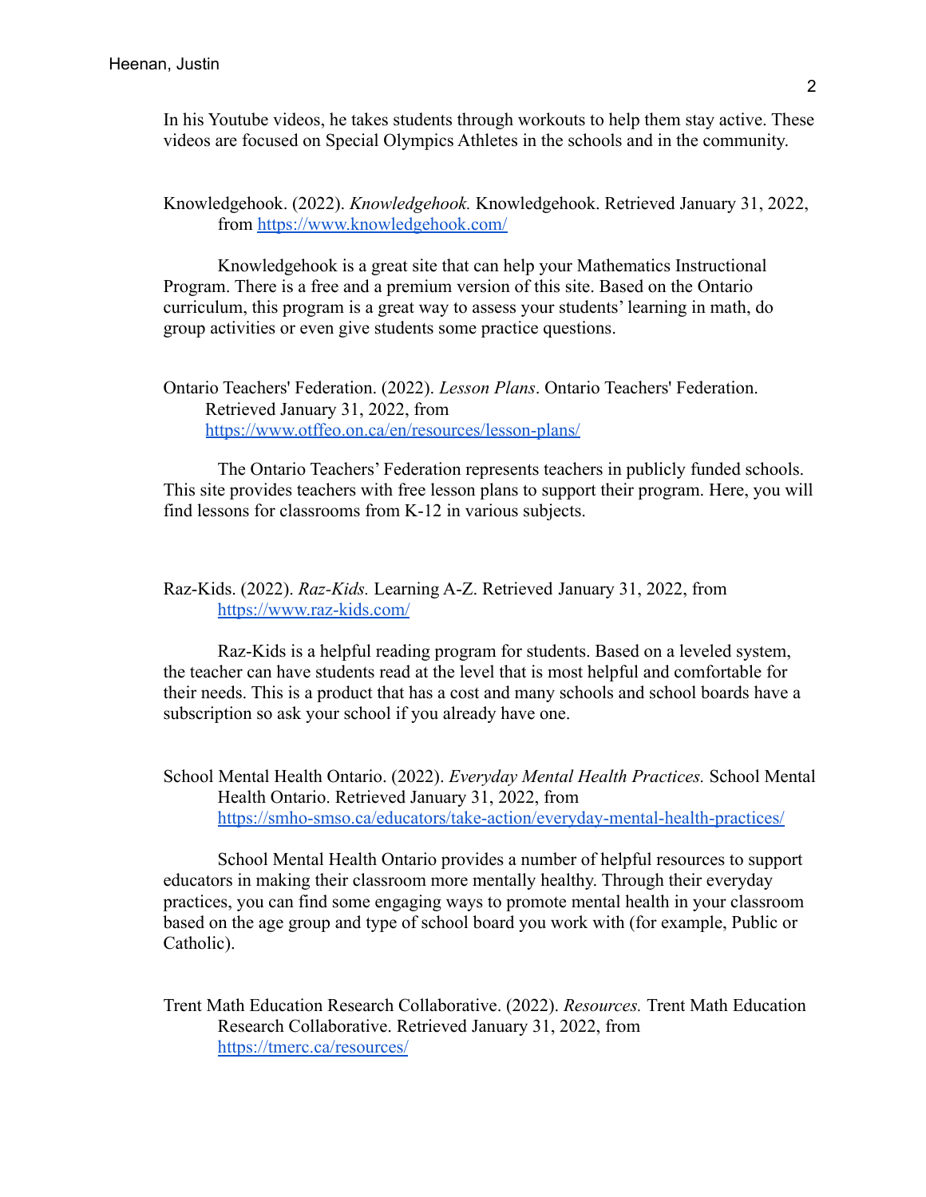In his Youtube videos, he takes students through workouts to help them stay active. These videos are focused on Special Olympics Athletes in the schools and in the community.

Knowledgehook. (2022). *Knowledgehook.* Knowledgehook. Retrieved January 31, 2022, from https://www.knowledgehook.com/

Knowledgehook is a great site that can help your Mathematics Instructional Program. There is a free and a premium version of this site. Based on the Ontario curriculum, this program is a great way to assess your students' learning in math, do group activities or even give students some practice questions.

Ontario Teachers' Federation. (2022). *Lesson Plans*. Ontario Teachers' Federation. Retrieved January 31, 2022, from https://www.otffeo.on.ca/en/resources/lesson-plans/

The Ontario Teachers' Federation represents teachers in publicly funded schools. This site provides teachers with free lesson plans to support their program. Here, you will find lessons for classrooms from K-12 in various subjects.

Raz-Kids. (2022). *Raz-Kids.* Learning A-Z. Retrieved January 31, 2022, from https://www.raz-kids.com/

Raz-Kids is a helpful reading program for students. Based on a leveled system, the teacher can have students read at the level that is most helpful and comfortable for their needs. This is a product that has a cost and many schools and school boards have a subscription so ask your school if you already have one.

School Mental Health Ontario. (2022). *Everyday Mental Health Practices.* School Mental Health Ontario. Retrieved January 31, 2022, from https://smho-smso.ca/educators/take-action/everyday-mental-health-practices/

School Mental Health Ontario provides a number of helpful resources to support educators in making their classroom more mentally healthy. Through their everyday practices, you can find some engaging ways to promote mental health in your classroom based on the age group and type of school board you work with (for example, Public or Catholic).

Trent Math Education Research Collaborative. (2022). *Resources.* Trent Math Education Research Collaborative. Retrieved January 31, 2022, from https://tmerc.ca/resources/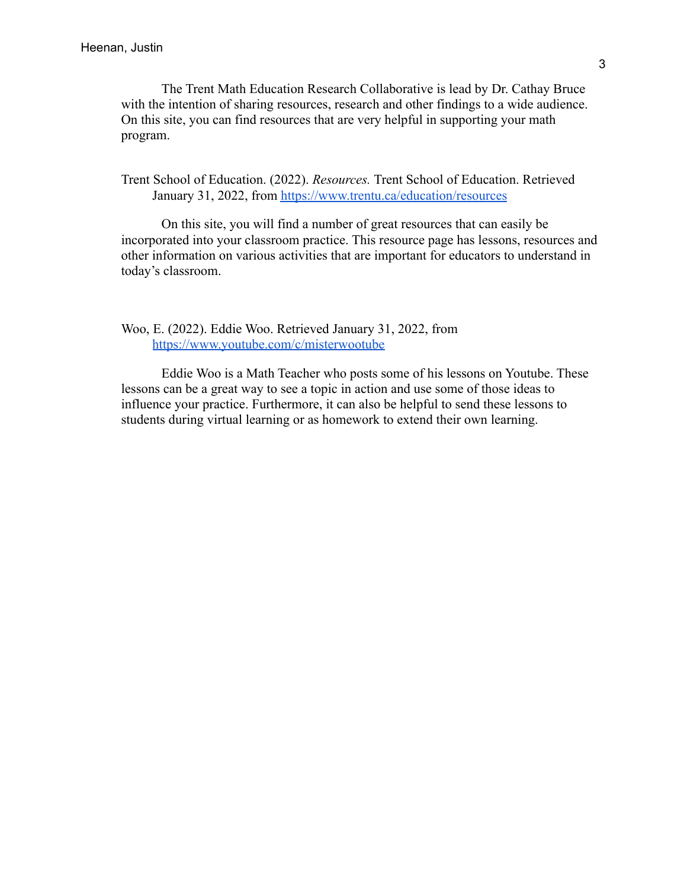The Trent Math Education Research Collaborative is lead by Dr. Cathay Bruce with the intention of sharing resources, research and other findings to a wide audience. On this site, you can find resources that are very helpful in supporting your math program.

Trent School of Education. (2022). *Resources.* Trent School of Education. Retrieved January 31, 2022, from [https://www.trentu.ca/education/resources](https://www.trentu.ca/education/resources)

On this site, you will find a number of great resources that can easily be incorporated into your classroom practice. This resource page has lessons, resources and other information on various activities that are important for educators to understand in today's classroom.

Woo, E. (2022). Eddie Woo. Retrieved January 31, 2022, from [https://www.youtube.com/c/misterwootube](https://www.youtube.com/c/misterwootube)

Eddie Woo is a Math Teacher who posts some of his lessons on Youtube. These lessons can be a great way to see a topic in action and use some of those ideas to influence your practice. Furthermore, it can also be helpful to send these lessons to students during virtual learning or as homework to extend their own learning.